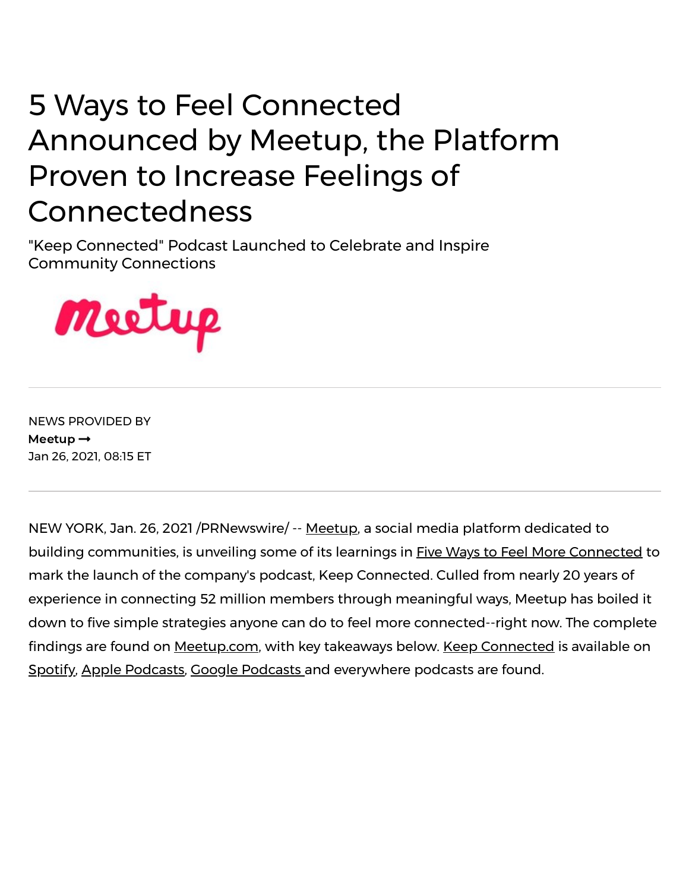# 5 Ways to Feel Connected Announced by Meetup, the Platform Proven to Increase Feelings of Connectedness

"Keep Connected" Podcast Launched to Celebrate and Inspire Community Connections

---

NEWS PROVIDED BY

**Meetup →**

Jan 26, 2021, 08:15 ET

---

NEW YORK, Jan. 26, 2021 /PRNewswire/ -- Meetup, a social media platform dedicated to building communities, is unveiling some of its learnings in Five Ways to Feel More Connected to mark the launch of the company's podcast, Keep Connected. Culled from nearly 20 years of experience in connecting 52 million members through meaningful ways, Meetup has boiled it down to five simple strategies anyone can do to feel more connected--right now. The complete findings are found on Meetup.com, with key takeaways below. Keep Connected is available on Spotify, Apple Podcasts, Google Podcasts and everywhere podcasts are found.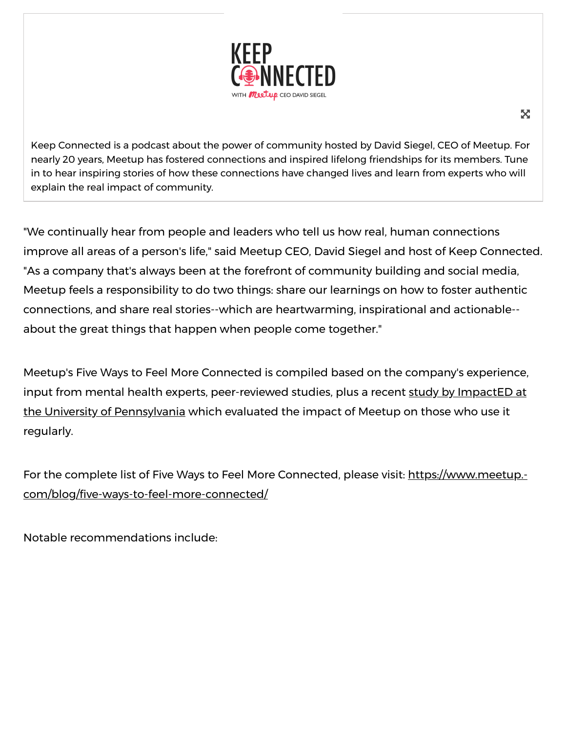Keep Connected is a podcast about the power of community hosted by David Siegel, CEO of Meetup. For nearly 20 years, Meetup has fostered connections and inspired lifelong friendships for its members. Tune in to hear inspiring stories of how these connections have changed lives and learn from experts who will explain the real impact of community.

"We continually hear from people and leaders who tell us how real, human connections improve all areas of a person's life," said Meetup CEO, David Siegel and host of Keep Connected. "As a company that's always been at the forefront of community building and social media, Meetup feels a responsibility to do two things: share our learnings on how to foster authentic connections, and share real stories--which are heartwarming, inspirational and actionable--about the great things that happen when people come together."

Meetup's Five Ways to Feel More Connected is compiled based on the company's experience, input from mental health experts, peer-reviewed studies, plus a recent study by ImpactED at the University of Pennsylvania which evaluated the impact of Meetup on those who use it regularly.

For the complete list of Five Ways to Feel More Connected, please visit: https://www.meetup.com/blog/five-ways-to-feel-more-connected/

Notable recommendations include: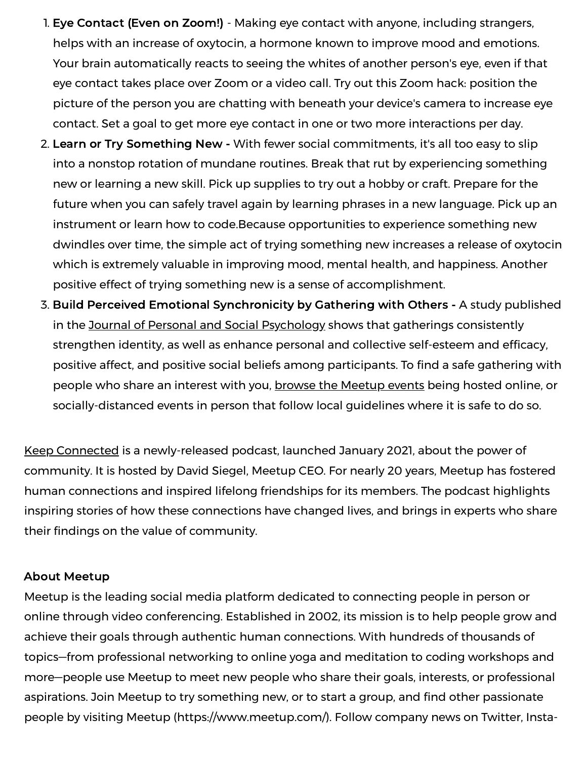1. **Eye Contact (Even on Zoom!)** - Making eye contact with anyone, including strangers, helps with an increase of oxytocin, a hormone known to improve mood and emotions. Your brain automatically reacts to seeing the whites of another person's eye, even if that eye contact takes place over Zoom or a video call. Try out this Zoom hack: position the picture of the person you are chatting with beneath your device's camera to increase eye contact. Set a goal to get more eye contact in one or two more interactions per day.
2. **Learn or Try Something New -** With fewer social commitments, it's all too easy to slip into a nonstop rotation of mundane routines. Break that rut by experiencing something new or learning a new skill. Pick up supplies to try out a hobby or craft. Prepare for the future when you can safely travel again by learning phrases in a new language. Pick up an instrument or learn how to code.Because opportunities to experience something new dwindles over time, the simple act of trying something new increases a release of oxytocin which is extremely valuable in improving mood, mental health, and happiness. Another positive effect of trying something new is a sense of accomplishment.
3. **Build Perceived Emotional Synchronicity by Gathering with Others -** A study published in the Journal of Personal and Social Psychology shows that gatherings consistently strengthen identity, as well as enhance personal and collective self-esteem and efficacy, positive affect, and positive social beliefs among participants. To find a safe gathering with people who share an interest with you, browse the Meetup events being hosted online, or socially-distanced events in person that follow local guidelines where it is safe to do so.

Keep Connected is a newly-released podcast, launched January 2021, about the power of community. It is hosted by David Siegel, Meetup CEO. For nearly 20 years, Meetup has fostered human connections and inspired lifelong friendships for its members. The podcast highlights inspiring stories of how these connections have changed lives, and brings in experts who share their findings on the value of community.

**About Meetup**

Meetup is the leading social media platform dedicated to connecting people in person or online through video conferencing. Established in 2002, its mission is to help people grow and achieve their goals through authentic human connections. With hundreds of thousands of topics—from professional networking to online yoga and meditation to coding workshops and more—people use Meetup to meet new people who share their goals, interests, or professional aspirations. Join Meetup to try something new, or to start a group, and find other passionate people by visiting Meetup (https://www.meetup.com/). Follow company news on Twitter, Insta-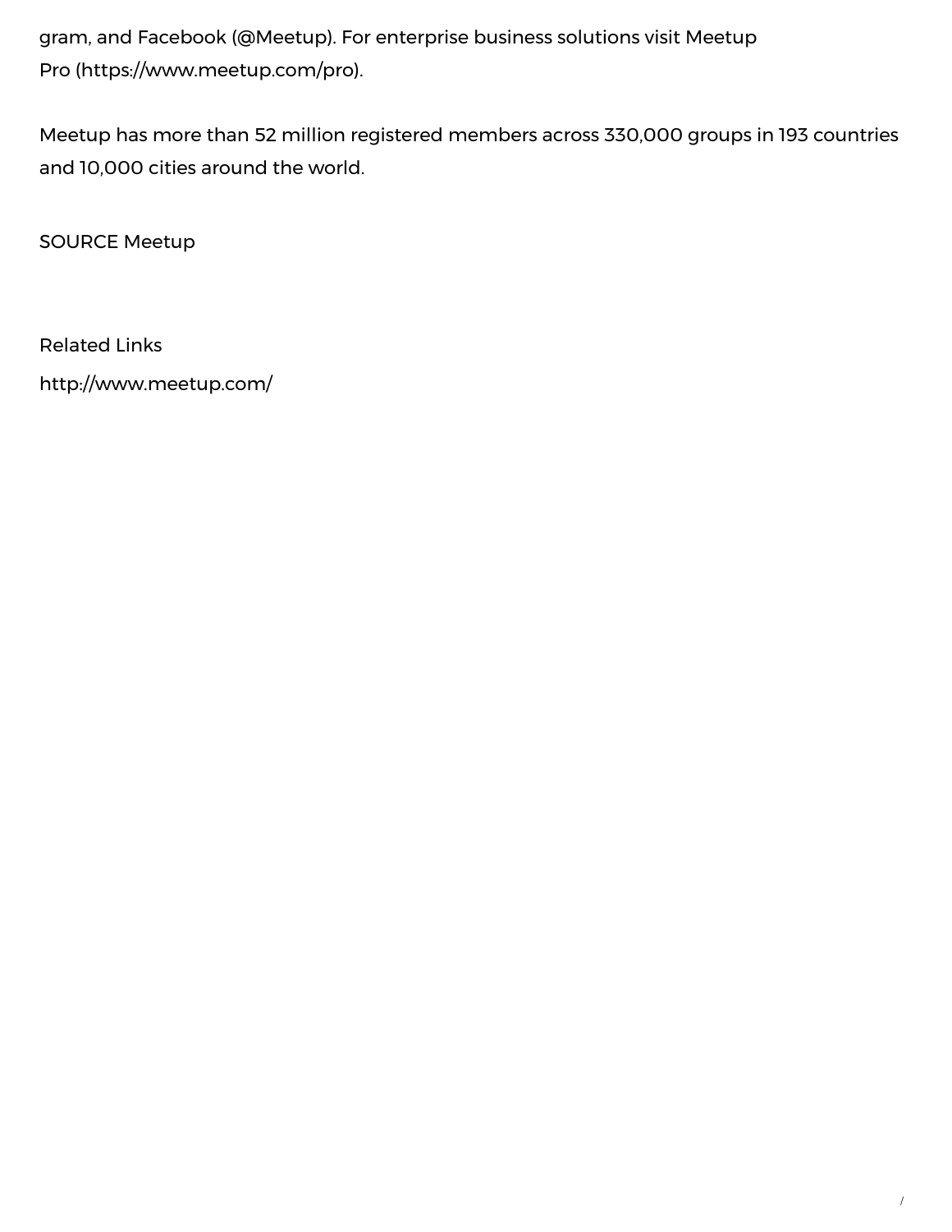gram, and Facebook (@Meetup). For enterprise business solutions visit Meetup Pro (https://www.meetup.com/pro).

Meetup has more than 52 million registered members across 330,000 groups in 193 countries and 10,000 cities around the world.

SOURCE Meetup

Related Links

http://www.meetup.com/